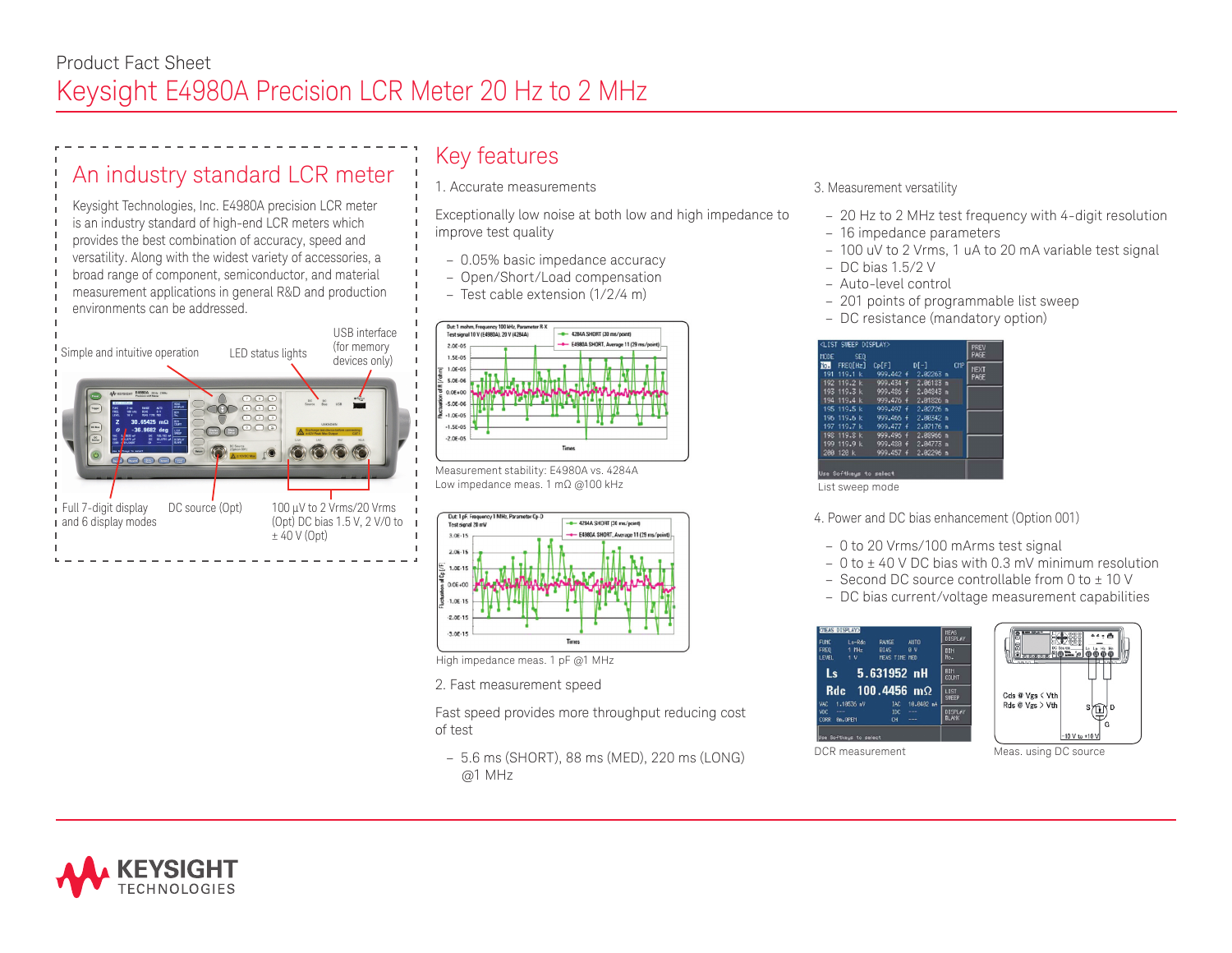Product Fact Sheet

# Keysight E4980A Precision LCR Meter 20 Hz to 2 MHz

## An industry standard LCR meter

Keysight Technologies, Inc. E4980A precision LCR meter is an industry standard of high-end LCR meters which provides the best combination of accuracy, speed and versatility. Along with the widest variety of accessories, a broad range of component, semiconductor, and material measurement applications in general R&D and production environments can be addressed.

Simple and intuitive operation

LED status lights

USB interface (for memory devices only)

Full 7-digit display and 6 display modes

DC source (Opt)

100 µV to 2 Vrms/20 Vrms (Opt) DC bias 1.5 V, 2 V/0 to ± 40 V (Opt)

## Key features

### 1. Accurate measurements

Exceptionally low noise at both low and high impedance to improve test quality

- 0.05% basic impedance accuracy
- Open/Short/Load compensation
- Test cable extension (1/2/4 m)

Measurement stability: E4980A vs. 4284A
Low impedance meas. 1 mΩ @100 kHz

High impedance meas. 1 pF @1 MHz

### 2. Fast measurement speed

Fast speed provides more throughput reducing cost of test

- 5.6 ms (SHORT), 88 ms (MED), 220 ms (LONG) @1 MHz

### 3. Measurement versatility

- 20 Hz to 2 MHz test frequency with 4-digit resolution
- 16 impedance parameters
- 100 uV to 2 Vrms, 1 uA to 20 mA variable test signal
- DC bias 1.5/2 V
- Auto-level control
- 201 points of programmable list sweep
- DC resistance (mandatory option)

List sweep mode

### 4. Power and DC bias enhancement (Option 001)

- 0 to 20 Vrms/100 mArms test signal
- 0 to ± 40 V DC bias with 0.3 mV minimum resolution
- Second DC source controllable from 0 to ± 10 V
- DC bias current/voltage measurement capabilities

DCR measurement

Meas. using DC source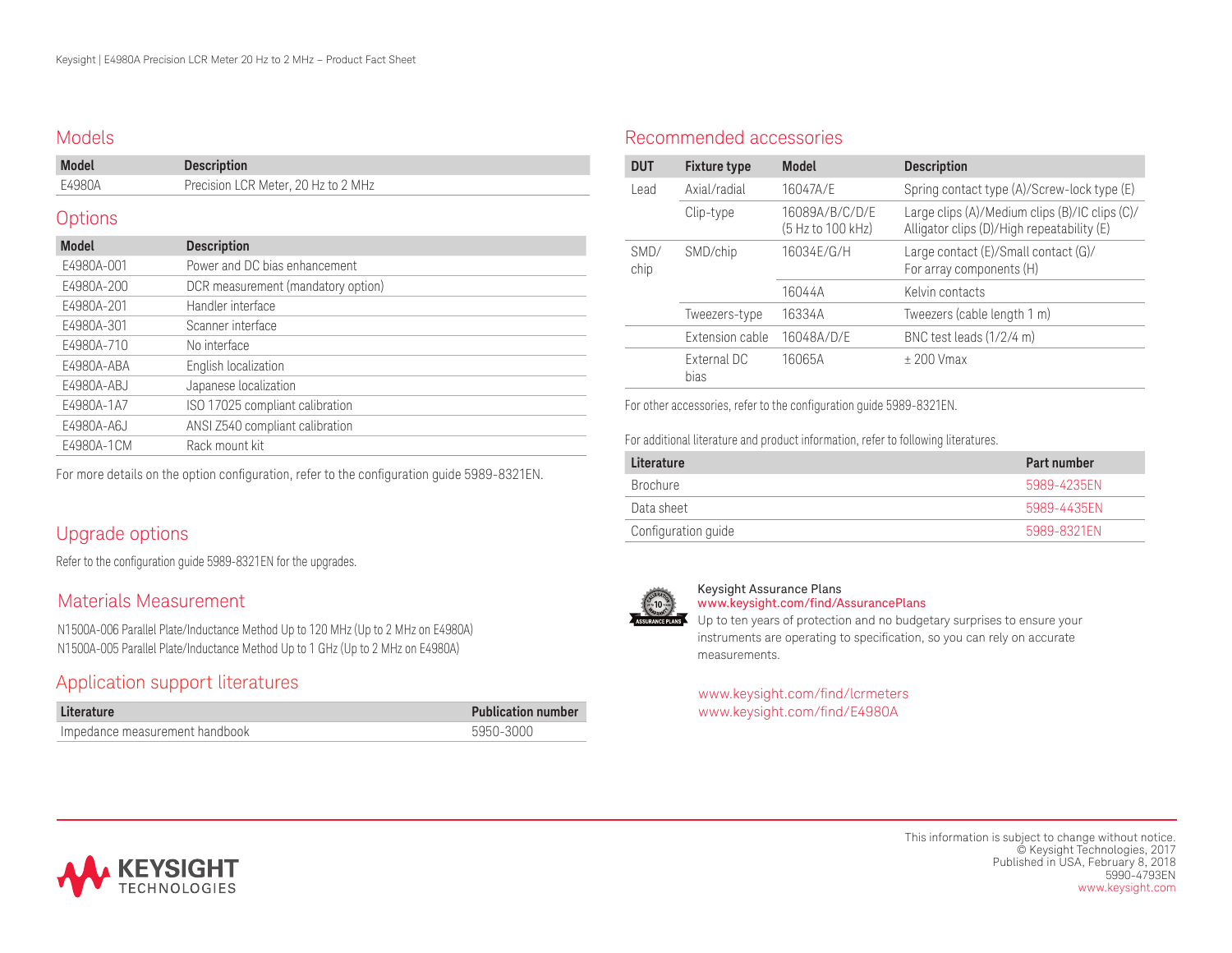## Models

| Model | Description |
| --- | --- |
| E4980A | Precision LCR Meter, 20 Hz to 2 MHz |

## Options

| Model | Description |
| --- | --- |
| E4980A-001 | Power and DC bias enhancement |
| E4980A-200 | DCR measurement (mandatory option) |
| E4980A-201 | Handler interface |
| E4980A-301 | Scanner interface |
| E4980A-710 | No interface |
| E4980A-ABA | English localization |
| E4980A-ABJ | Japanese localization |
| E4980A-1A7 | ISO 17025 compliant calibration |
| E4980A-A6J | ANSI Z540 compliant calibration |
| E4980A-1CM | Rack mount kit |

For more details on the option configuration, refer to the configuration guide 5989-8321EN.

## Upgrade options

Refer to the configuration guide 5989-8321EN for the upgrades.

## Materials Measurement

N1500A-006 Parallel Plate/Inductance Method Up to 120 MHz (Up to 2 MHz on E4980A)
N1500A-005 Parallel Plate/Inductance Method Up to 1 GHz (Up to 2 MHz on E4980A)

## Application support literatures

| Literature | Publication number |
| --- | --- |
| Impedance measurement handbook | 5950-3000 |

## Recommended accessories

| DUT | Fixture type | Model | Description |
| --- | --- | --- | --- |
| Lead | Axial/radial | 16047A/E | Spring contact type (A)/Screw-lock type (E) |
| | Clip-type | 16089A/B/C/D/E (5 Hz to 100 kHz) | Large clips (A)/Medium clips (B)/IC clips (C)/ Alligator clips (D)/High repeatability (E) |
| SMD/ chip | SMD/chip | 16034E/G/H | Large contact (E)/Small contact (G)/ For array components (H) |
| | | 16044A | Kelvin contacts |
| | Tweezers-type | 16334A | Tweezers (cable length 1 m) |
| | Extension cable | 16048A/D/E | BNC test leads (1/2/4 m) |
| | External DC bias | 16065A | ± 200 Vmax |

For other accessories, refer to the configuration guide 5989-8321EN.

For additional literature and product information, refer to following literatures.

| Literature | Part number |
| --- | --- |
| Brochure | 5989-4235EN |
| Data sheet | 5989-4435EN |
| Configuration guide | 5989-8321EN |

Keysight Assurance Plans
www.keysight.com/find/AssurancePlans
Up to ten years of protection and no budgetary surprises to ensure your instruments are operating to specification, so you can rely on accurate measurements.

www.keysight.com/find/lcrmeters
www.keysight.com/find/E4980A

This information is subject to change without notice.
© Keysight Technologies, 2017
Published in USA, February 8, 2018
5990-4793EN
www.keysight.com